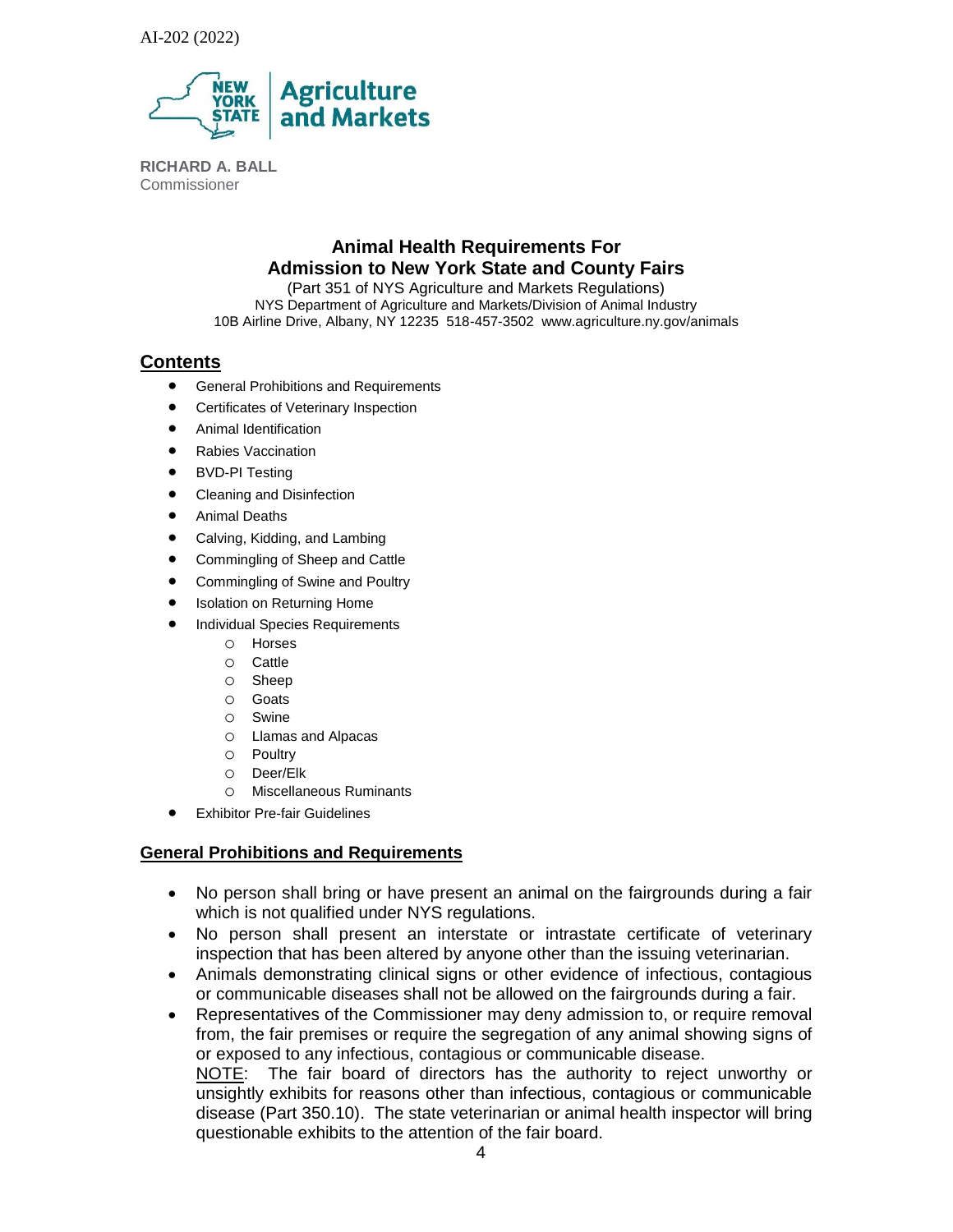AI-202 (2022)

NEW YORK STATE Agriculture and Markets

**RICHARD A. BALL**
Commissioner

# Animal Health Requirements For Admission to New York State and County Fairs

(Part 351 of NYS Agriculture and Markets Regulations)
NYS Department of Agriculture and Markets/Division of Animal Industry
10B Airline Drive, Albany, NY 12235 518-457-3502 www.agriculture.ny.gov/animals

## Contents

- General Prohibitions and Requirements
- Certificates of Veterinary Inspection
- Animal Identification
- Rabies Vaccination
- BVD-PI Testing
- Cleaning and Disinfection
- Animal Deaths
- Calving, Kidding, and Lambing
- Commingling of Sheep and Cattle
- Commingling of Swine and Poultry
- Isolation on Returning Home
- Individual Species Requirements
  - Horses
  - Cattle
  - Sheep
  - Goats
  - Swine
  - Llamas and Alpacas
  - Poultry
  - Deer/Elk
  - Miscellaneous Ruminants
- Exhibitor Pre-fair Guidelines

## General Prohibitions and Requirements

- No person shall bring or have present an animal on the fairgrounds during a fair which is not qualified under NYS regulations.
- No person shall present an interstate or intrastate certificate of veterinary inspection that has been altered by anyone other than the issuing veterinarian.
- Animals demonstrating clinical signs or other evidence of infectious, contagious or communicable diseases shall not be allowed on the fairgrounds during a fair.
- Representatives of the Commissioner may deny admission to, or require removal from, the fair premises or require the segregation of any animal showing signs of or exposed to any infectious, contagious or communicable disease.
  NOTE: The fair board of directors has the authority to reject unworthy or unsightly exhibits for reasons other than infectious, contagious or communicable disease (Part 350.10). The state veterinarian or animal health inspector will bring questionable exhibits to the attention of the fair board.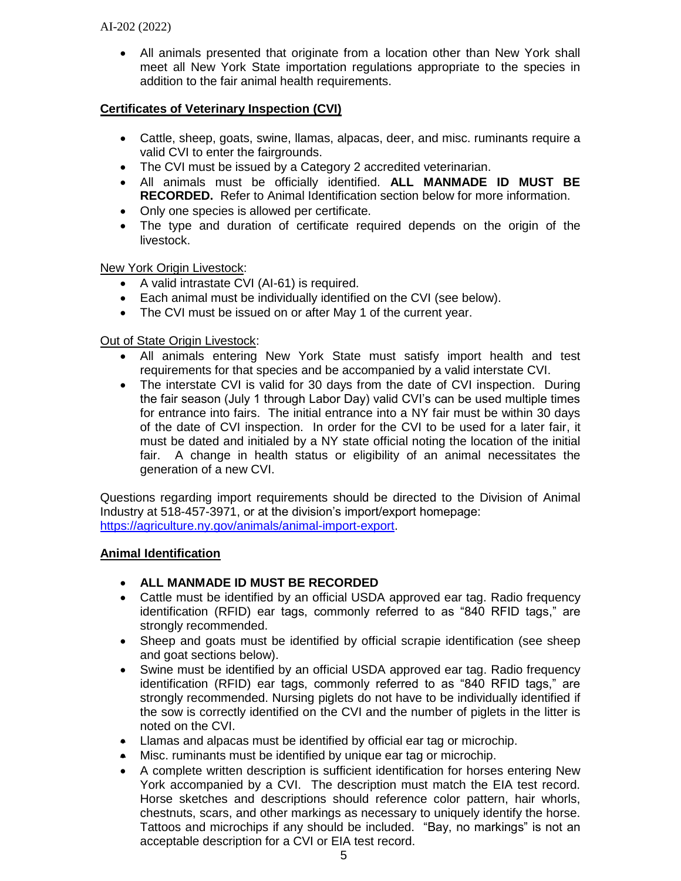- All animals presented that originate from a location other than New York shall meet all New York State importation regulations appropriate to the species in addition to the fair animal health requirements.

## Certificates of Veterinary Inspection (CVI)

- Cattle, sheep, goats, swine, llamas, alpacas, deer, and misc. ruminants require a valid CVI to enter the fairgrounds.
- The CVI must be issued by a Category 2 accredited veterinarian.
- All animals must be officially identified. **ALL MANMADE ID MUST BE RECORDED.** Refer to Animal Identification section below for more information.
- Only one species is allowed per certificate.
- The type and duration of certificate required depends on the origin of the livestock.

New York Origin Livestock:

- A valid intrastate CVI (AI-61) is required.
- Each animal must be individually identified on the CVI (see below).
- The CVI must be issued on or after May 1 of the current year.

Out of State Origin Livestock:

- All animals entering New York State must satisfy import health and test requirements for that species and be accompanied by a valid interstate CVI.
- The interstate CVI is valid for 30 days from the date of CVI inspection. During the fair season (July 1 through Labor Day) valid CVI's can be used multiple times for entrance into fairs. The initial entrance into a NY fair must be within 30 days of the date of CVI inspection. In order for the CVI to be used for a later fair, it must be dated and initialed by a NY state official noting the location of the initial fair. A change in health status or eligibility of an animal necessitates the generation of a new CVI.

Questions regarding import requirements should be directed to the Division of Animal Industry at 518-457-3971, or at the division's import/export homepage: https://agriculture.ny.gov/animals/animal-import-export.

## Animal Identification

- **ALL MANMADE ID MUST BE RECORDED**
- Cattle must be identified by an official USDA approved ear tag. Radio frequency identification (RFID) ear tags, commonly referred to as "840 RFID tags," are strongly recommended.
- Sheep and goats must be identified by official scrapie identification (see sheep and goat sections below).
- Swine must be identified by an official USDA approved ear tag. Radio frequency identification (RFID) ear tags, commonly referred to as "840 RFID tags," are strongly recommended. Nursing piglets do not have to be individually identified if the sow is correctly identified on the CVI and the number of piglets in the litter is noted on the CVI.
- Llamas and alpacas must be identified by official ear tag or microchip.
- Misc. ruminants must be identified by unique ear tag or microchip.
- A complete written description is sufficient identification for horses entering New York accompanied by a CVI. The description must match the EIA test record. Horse sketches and descriptions should reference color pattern, hair whorls, chestnuts, scars, and other markings as necessary to uniquely identify the horse. Tattoos and microchips if any should be included. "Bay, no markings" is not an acceptable description for a CVI or EIA test record.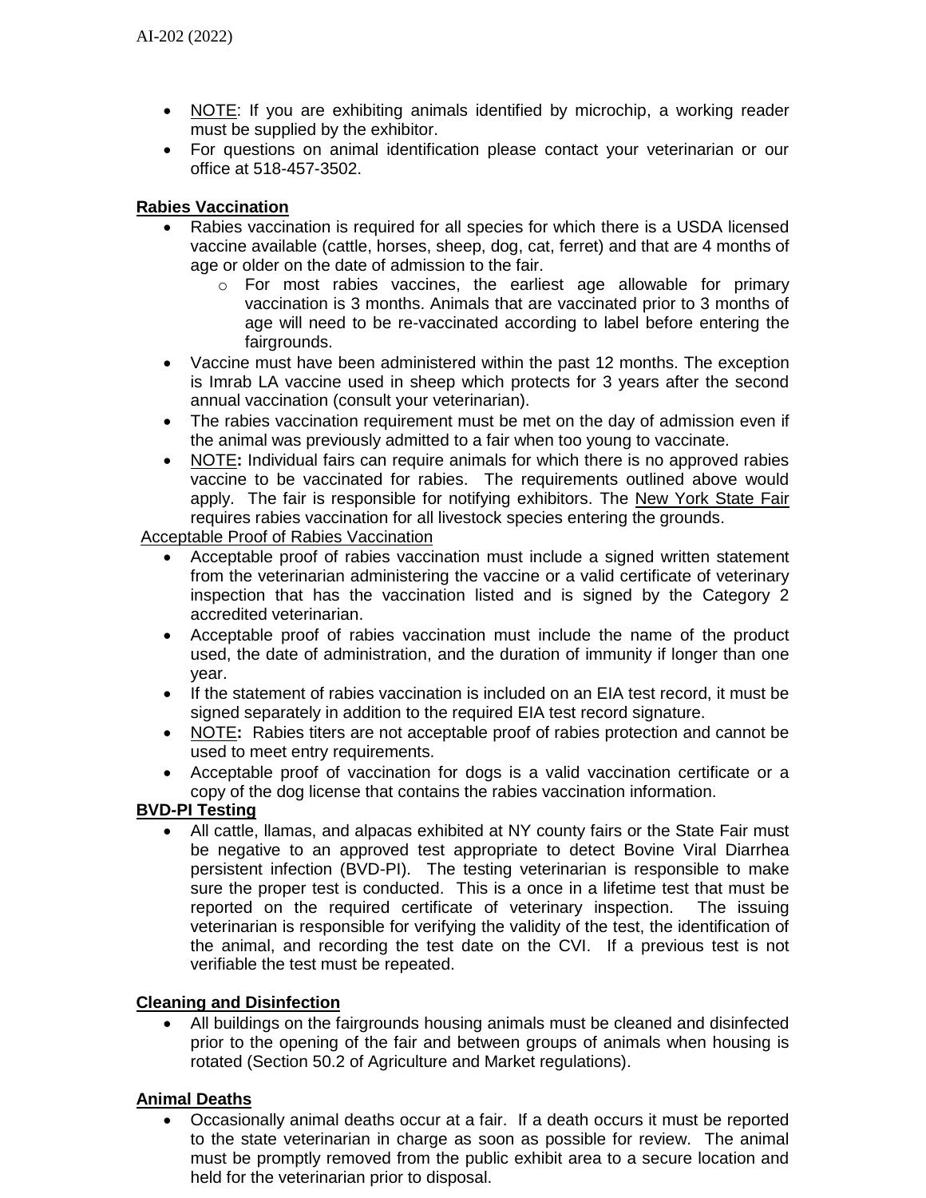- NOTE: If you are exhibiting animals identified by microchip, a working reader must be supplied by the exhibitor.
- For questions on animal identification please contact your veterinarian or our office at 518-457-3502.

**Rabies Vaccination**

- Rabies vaccination is required for all species for which there is a USDA licensed vaccine available (cattle, horses, sheep, dog, cat, ferret) and that are 4 months of age or older on the date of admission to the fair.
  - For most rabies vaccines, the earliest age allowable for primary vaccination is 3 months. Animals that are vaccinated prior to 3 months of age will need to be re-vaccinated according to label before entering the fairgrounds.
- Vaccine must have been administered within the past 12 months. The exception is Imrab LA vaccine used in sheep which protects for 3 years after the second annual vaccination (consult your veterinarian).
- The rabies vaccination requirement must be met on the day of admission even if the animal was previously admitted to a fair when too young to vaccinate.
- NOTE**:** Individual fairs can require animals for which there is no approved rabies vaccine to be vaccinated for rabies. The requirements outlined above would apply. The fair is responsible for notifying exhibitors. The New York State Fair requires rabies vaccination for all livestock species entering the grounds.

Acceptable Proof of Rabies Vaccination

- Acceptable proof of rabies vaccination must include a signed written statement from the veterinarian administering the vaccine or a valid certificate of veterinary inspection that has the vaccination listed and is signed by the Category 2 accredited veterinarian.
- Acceptable proof of rabies vaccination must include the name of the product used, the date of administration, and the duration of immunity if longer than one year.
- If the statement of rabies vaccination is included on an EIA test record, it must be signed separately in addition to the required EIA test record signature.
- NOTE**:** Rabies titers are not acceptable proof of rabies protection and cannot be used to meet entry requirements.
- Acceptable proof of vaccination for dogs is a valid vaccination certificate or a copy of the dog license that contains the rabies vaccination information.

**BVD-PI Testing**

- All cattle, llamas, and alpacas exhibited at NY county fairs or the State Fair must be negative to an approved test appropriate to detect Bovine Viral Diarrhea persistent infection (BVD-PI). The testing veterinarian is responsible to make sure the proper test is conducted. This is a once in a lifetime test that must be reported on the required certificate of veterinary inspection. The issuing veterinarian is responsible for verifying the validity of the test, the identification of the animal, and recording the test date on the CVI. If a previous test is not verifiable the test must be repeated.

**Cleaning and Disinfection**

- All buildings on the fairgrounds housing animals must be cleaned and disinfected prior to the opening of the fair and between groups of animals when housing is rotated (Section 50.2 of Agriculture and Market regulations).

**Animal Deaths**

- Occasionally animal deaths occur at a fair. If a death occurs it must be reported to the state veterinarian in charge as soon as possible for review. The animal must be promptly removed from the public exhibit area to a secure location and held for the veterinarian prior to disposal.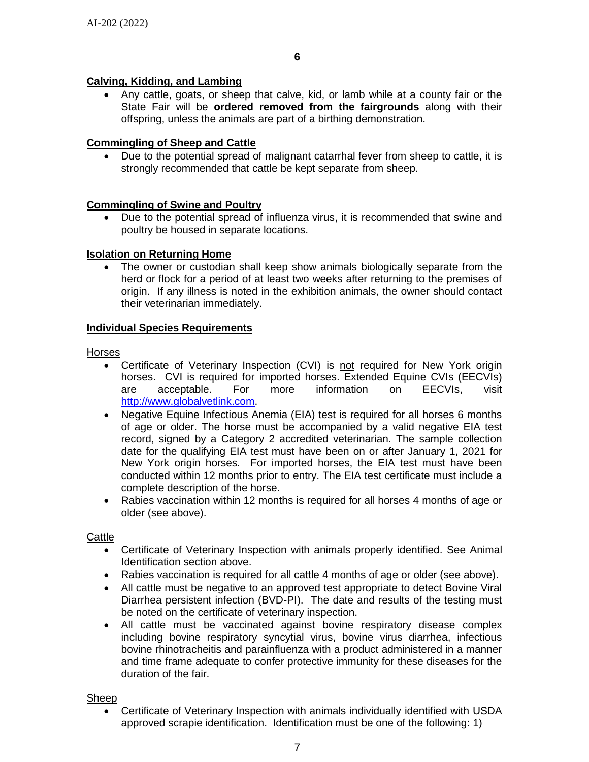## Calving, Kidding, and Lambing

- Any cattle, goats, or sheep that calve, kid, or lamb while at a county fair or the State Fair will be **ordered removed from the fairgrounds** along with their offspring, unless the animals are part of a birthing demonstration.

## Commingling of Sheep and Cattle

- Due to the potential spread of malignant catarrhal fever from sheep to cattle, it is strongly recommended that cattle be kept separate from sheep.

## Commingling of Swine and Poultry

- Due to the potential spread of influenza virus, it is recommended that swine and poultry be housed in separate locations.

## Isolation on Returning Home

- The owner or custodian shall keep show animals biologically separate from the herd or flock for a period of at least two weeks after returning to the premises of origin. If any illness is noted in the exhibition animals, the owner should contact their veterinarian immediately.

## Individual Species Requirements

### Horses

- Certificate of Veterinary Inspection (CVI) is not required for New York origin horses. CVI is required for imported horses. Extended Equine CVIs (EECVIs) are acceptable. For more information on EECVIs, visit [http://www.globalvetlink.com](http://www.globalvetlink.com).
- Negative Equine Infectious Anemia (EIA) test is required for all horses 6 months of age or older. The horse must be accompanied by a valid negative EIA test record, signed by a Category 2 accredited veterinarian. The sample collection date for the qualifying EIA test must have been on or after January 1, 2021 for New York origin horses. For imported horses, the EIA test must have been conducted within 12 months prior to entry. The EIA test certificate must include a complete description of the horse.
- Rabies vaccination within 12 months is required for all horses 4 months of age or older (see above).

### Cattle

- Certificate of Veterinary Inspection with animals properly identified. See Animal Identification section above.
- Rabies vaccination is required for all cattle 4 months of age or older (see above).
- All cattle must be negative to an approved test appropriate to detect Bovine Viral Diarrhea persistent infection (BVD-PI). The date and results of the testing must be noted on the certificate of veterinary inspection.
- All cattle must be vaccinated against bovine respiratory disease complex including bovine respiratory syncytial virus, bovine virus diarrhea, infectious bovine rhinotracheitis and parainfluenza with a product administered in a manner and time frame adequate to confer protective immunity for these diseases for the duration of the fair.

### Sheep

- Certificate of Veterinary Inspection with animals individually identified with USDA approved scrapie identification. Identification must be one of the following: 1)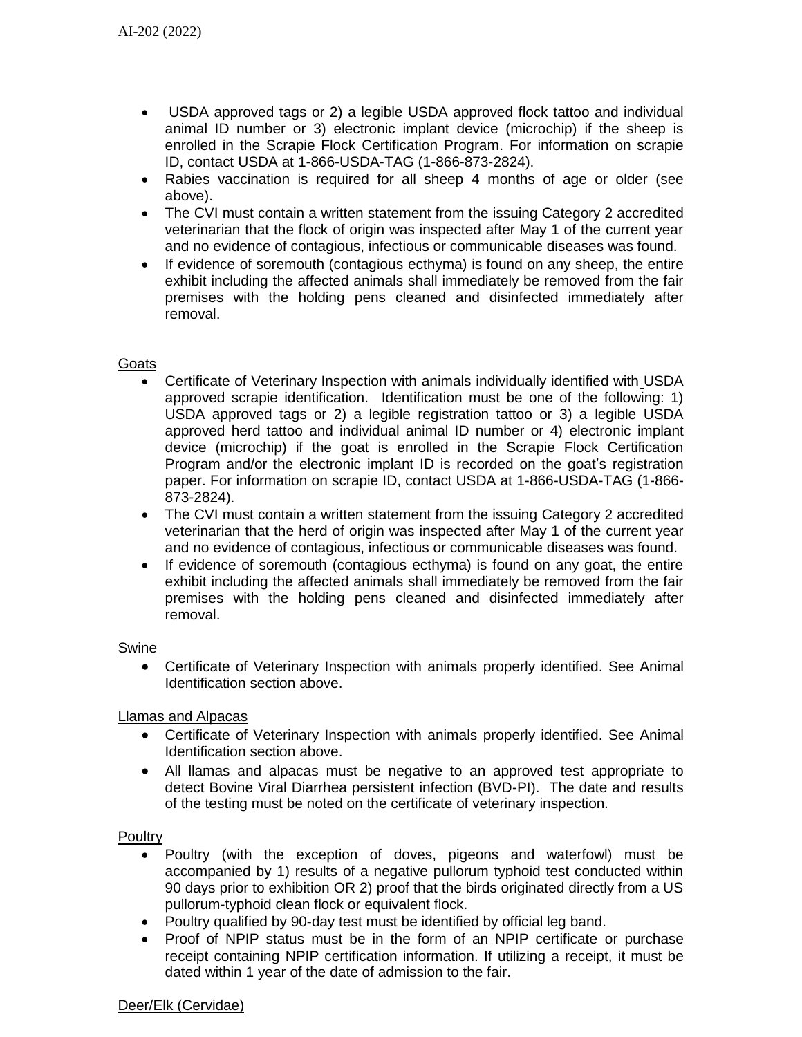- USDA approved tags or 2) a legible USDA approved flock tattoo and individual animal ID number or 3) electronic implant device (microchip) if the sheep is enrolled in the Scrapie Flock Certification Program. For information on scrapie ID, contact USDA at 1-866-USDA-TAG (1-866-873-2824).
- Rabies vaccination is required for all sheep 4 months of age or older (see above).
- The CVI must contain a written statement from the issuing Category 2 accredited veterinarian that the flock of origin was inspected after May 1 of the current year and no evidence of contagious, infectious or communicable diseases was found.
- If evidence of soremouth (contagious ecthyma) is found on any sheep, the entire exhibit including the affected animals shall immediately be removed from the fair premises with the holding pens cleaned and disinfected immediately after removal.

Goats

- Certificate of Veterinary Inspection with animals individually identified with USDA approved scrapie identification. Identification must be one of the following: 1) USDA approved tags or 2) a legible registration tattoo or 3) a legible USDA approved herd tattoo and individual animal ID number or 4) electronic implant device (microchip) if the goat is enrolled in the Scrapie Flock Certification Program and/or the electronic implant ID is recorded on the goat's registration paper. For information on scrapie ID, contact USDA at 1-866-USDA-TAG (1-866-873-2824).
- The CVI must contain a written statement from the issuing Category 2 accredited veterinarian that the herd of origin was inspected after May 1 of the current year and no evidence of contagious, infectious or communicable diseases was found.
- If evidence of soremouth (contagious ecthyma) is found on any goat, the entire exhibit including the affected animals shall immediately be removed from the fair premises with the holding pens cleaned and disinfected immediately after removal.

Swine

- Certificate of Veterinary Inspection with animals properly identified. See Animal Identification section above.

Llamas and Alpacas

- Certificate of Veterinary Inspection with animals properly identified. See Animal Identification section above.
- All llamas and alpacas must be negative to an approved test appropriate to detect Bovine Viral Diarrhea persistent infection (BVD-PI). The date and results of the testing must be noted on the certificate of veterinary inspection.

Poultry

- Poultry (with the exception of doves, pigeons and waterfowl) must be accompanied by 1) results of a negative pullorum typhoid test conducted within 90 days prior to exhibition OR 2) proof that the birds originated directly from a US pullorum-typhoid clean flock or equivalent flock.
- Poultry qualified by 90-day test must be identified by official leg band.
- Proof of NPIP status must be in the form of an NPIP certificate or purchase receipt containing NPIP certification information. If utilizing a receipt, it must be dated within 1 year of the date of admission to the fair.

Deer/Elk (Cervidae)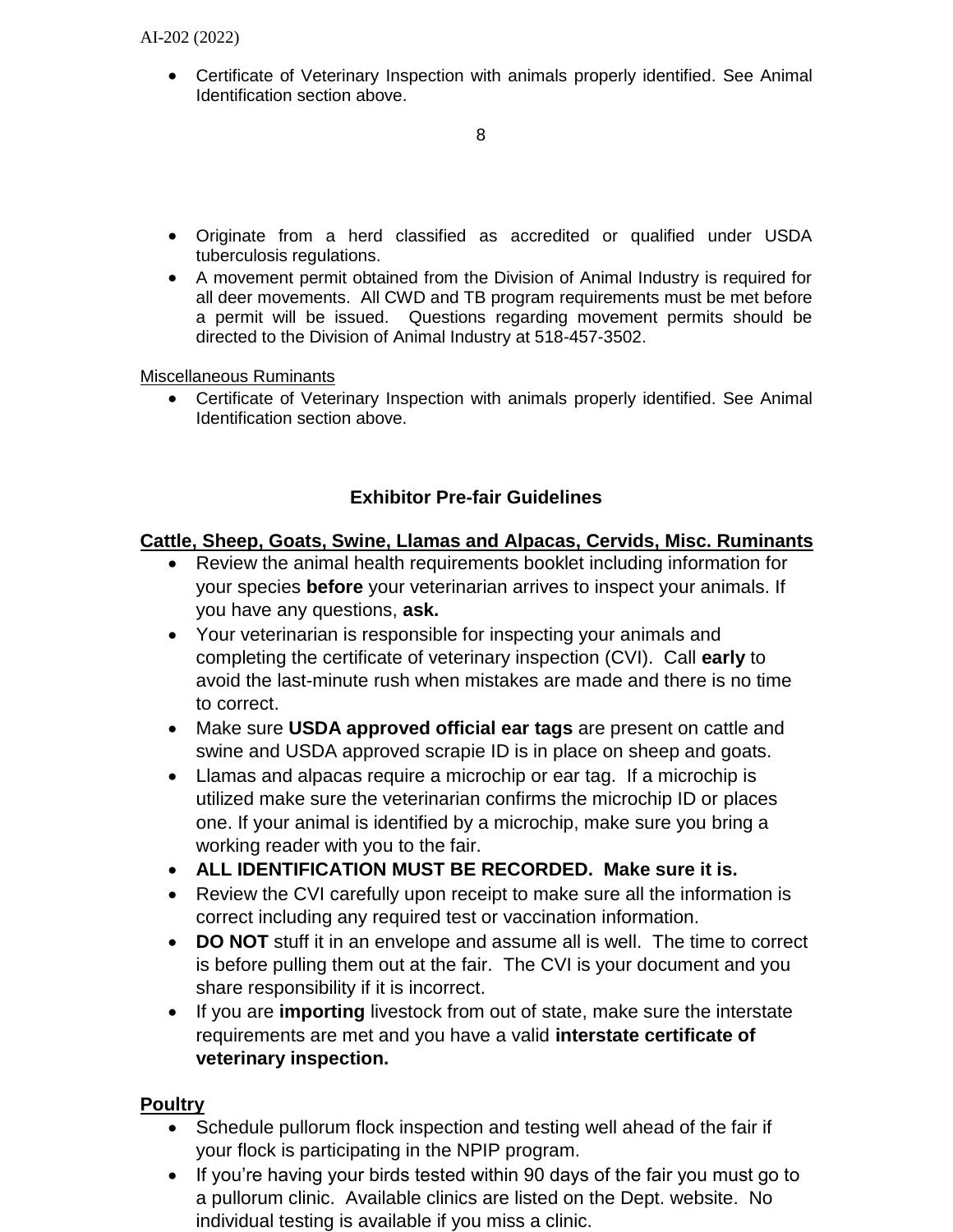- Certificate of Veterinary Inspection with animals properly identified. See Animal Identification section above.

- Originate from a herd classified as accredited or qualified under USDA tuberculosis regulations.
- A movement permit obtained from the Division of Animal Industry is required for all deer movements. All CWD and TB program requirements must be met before a permit will be issued. Questions regarding movement permits should be directed to the Division of Animal Industry at 518-457-3502.

Miscellaneous Ruminants

- Certificate of Veterinary Inspection with animals properly identified. See Animal Identification section above.

## Exhibitor Pre-fair Guidelines

**Cattle, Sheep, Goats, Swine, Llamas and Alpacas, Cervids, Misc. Ruminants**

- Review the animal health requirements booklet including information for your species **before** your veterinarian arrives to inspect your animals. If you have any questions, **ask.**
- Your veterinarian is responsible for inspecting your animals and completing the certificate of veterinary inspection (CVI). Call **early** to avoid the last-minute rush when mistakes are made and there is no time to correct.
- Make sure **USDA approved official ear tags** are present on cattle and swine and USDA approved scrapie ID is in place on sheep and goats.
- Llamas and alpacas require a microchip or ear tag. If a microchip is utilized make sure the veterinarian confirms the microchip ID or places one. If your animal is identified by a microchip, make sure you bring a working reader with you to the fair.
- **ALL IDENTIFICATION MUST BE RECORDED. Make sure it is.**
- Review the CVI carefully upon receipt to make sure all the information is correct including any required test or vaccination information.
- **DO NOT** stuff it in an envelope and assume all is well. The time to correct is before pulling them out at the fair. The CVI is your document and you share responsibility if it is incorrect.
- If you are **importing** livestock from out of state, make sure the interstate requirements are met and you have a valid **interstate certificate of veterinary inspection.**

**Poultry**

- Schedule pullorum flock inspection and testing well ahead of the fair if your flock is participating in the NPIP program.
- If you're having your birds tested within 90 days of the fair you must go to a pullorum clinic. Available clinics are listed on the Dept. website. No individual testing is available if you miss a clinic.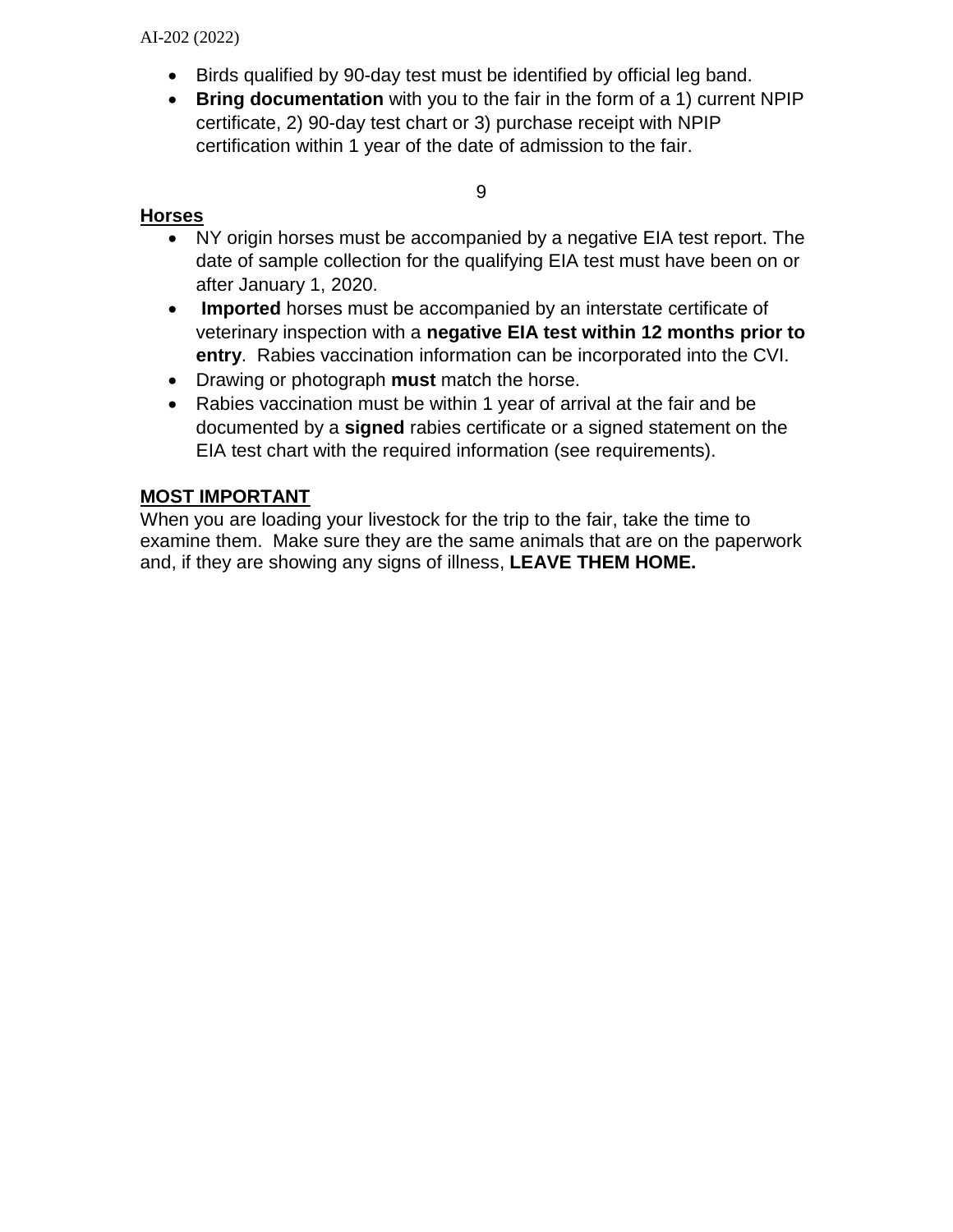- Birds qualified by 90-day test must be identified by official leg band.
- **Bring documentation** with you to the fair in the form of a 1) current NPIP certificate, 2) 90-day test chart or 3) purchase receipt with NPIP certification within 1 year of the date of admission to the fair.

**Horses**

- NY origin horses must be accompanied by a negative EIA test report. The date of sample collection for the qualifying EIA test must have been on or after January 1, 2020.
- **Imported** horses must be accompanied by an interstate certificate of veterinary inspection with a **negative EIA test within 12 months prior to entry**. Rabies vaccination information can be incorporated into the CVI.
- Drawing or photograph **must** match the horse.
- Rabies vaccination must be within 1 year of arrival at the fair and be documented by a **signed** rabies certificate or a signed statement on the EIA test chart with the required information (see requirements).

**MOST IMPORTANT**

When you are loading your livestock for the trip to the fair, take the time to examine them. Make sure they are the same animals that are on the paperwork and, if they are showing any signs of illness, **LEAVE THEM HOME.**